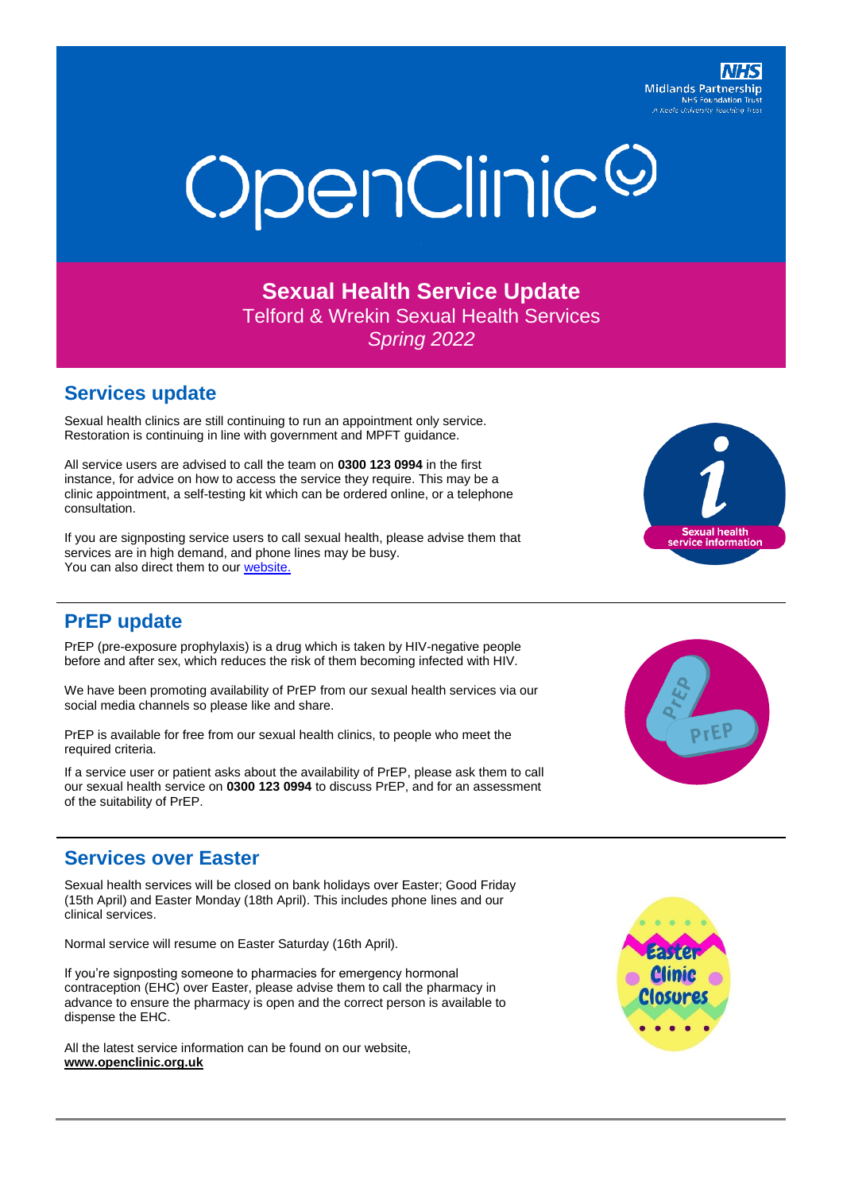NHS Midlands Partnership NHS Foundation Trust
A Keele University Teaching Trust

# OpenClinic

## Sexual Health Service Update

Telford & Wrekin Sexual Health Services

*Spring 2022*

## Services update

Sexual health clinics are still continuing to run an appointment only service. Restoration is continuing in line with government and MPFT guidance.

All service users are advised to call the team on **0300 123 0994** in the first instance, for advice on how to access the service they require. This may be a clinic appointment, a self-testing kit which can be ordered online, or a telephone consultation.

If you are signposting service users to call sexual health, please advise them that services are in high demand, and phone lines may be busy.
You can also direct them to our website.

## PrEP update

PrEP (pre-exposure prophylaxis) is a drug which is taken by HIV-negative people before and after sex, which reduces the risk of them becoming infected with HIV.

We have been promoting availability of PrEP from our sexual health services via our social media channels so please like and share.

PrEP is available for free from our sexual health clinics, to people who meet the required criteria.

If a service user or patient asks about the availability of PrEP, please ask them to call our sexual health service on **0300 123 0994** to discuss PrEP, and for an assessment of the suitability of PrEP.

## Services over Easter

Sexual health services will be closed on bank holidays over Easter; Good Friday (15th April) and Easter Monday (18th April). This includes phone lines and our clinical services.

Normal service will resume on Easter Saturday (16th April).

If you're signposting someone to pharmacies for emergency hormonal contraception (EHC) over Easter, please advise them to call the pharmacy in advance to ensure the pharmacy is open and the correct person is available to dispense the EHC.

All the latest service information can be found on our website, **www.openclinic.org.uk**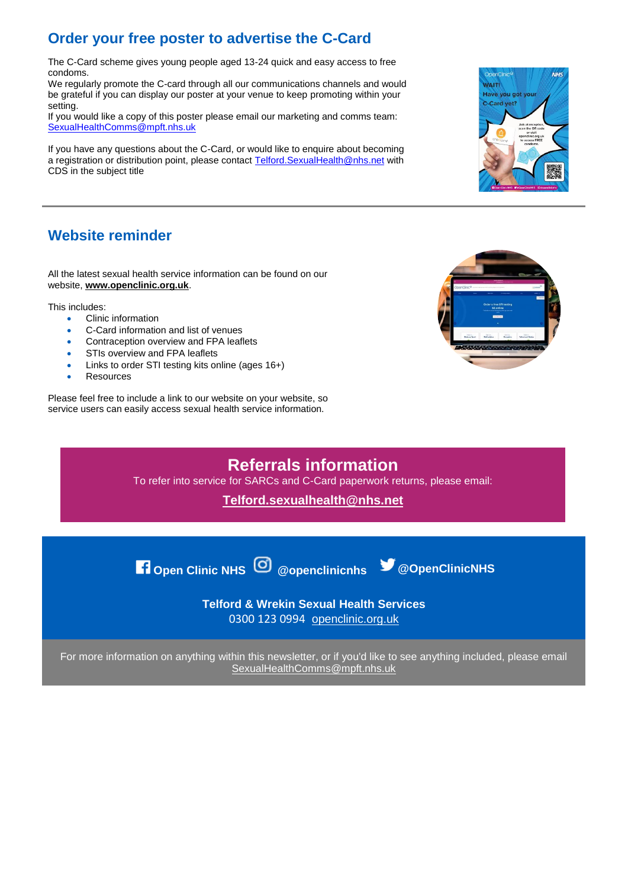## Order your free poster to advertise the C-Card

The C-Card scheme gives young people aged 13-24 quick and easy access to free condoms.
We regularly promote the C-card through all our communications channels and would be grateful if you can display our poster at your venue to keep promoting within your setting.
If you would like a copy of this poster please email our marketing and comms team: SexualHealthComms@mpft.nhs.uk

If you have any questions about the C-Card, or would like to enquire about becoming a registration or distribution point, please contact Telford.SexualHealth@nhs.net with CDS in the subject title

## Website reminder

All the latest sexual health service information can be found on our website, **www.openclinic.org.uk**.

This includes:

- Clinic information
- C-Card information and list of venues
- Contraception overview and FPA leaflets
- STIs overview and FPA leaflets
- Links to order STI testing kits online (ages 16+)
- Resources

Please feel free to include a link to our website on your website, so service users can easily access sexual health service information.

## Referrals information

To refer into service for SARCs and C-Card paperwork returns, please email:

**Telford.sexualhealth@nhs.net**

**Open Clinic NHS** **@openclinicnhs** **@OpenClinicNHS**

**Telford & Wrekin Sexual Health Services**
0300 123 0994 openclinic.org.uk

For more information on anything within this newsletter, or if you'd like to see anything included, please email SexualHealthComms@mpft.nhs.uk